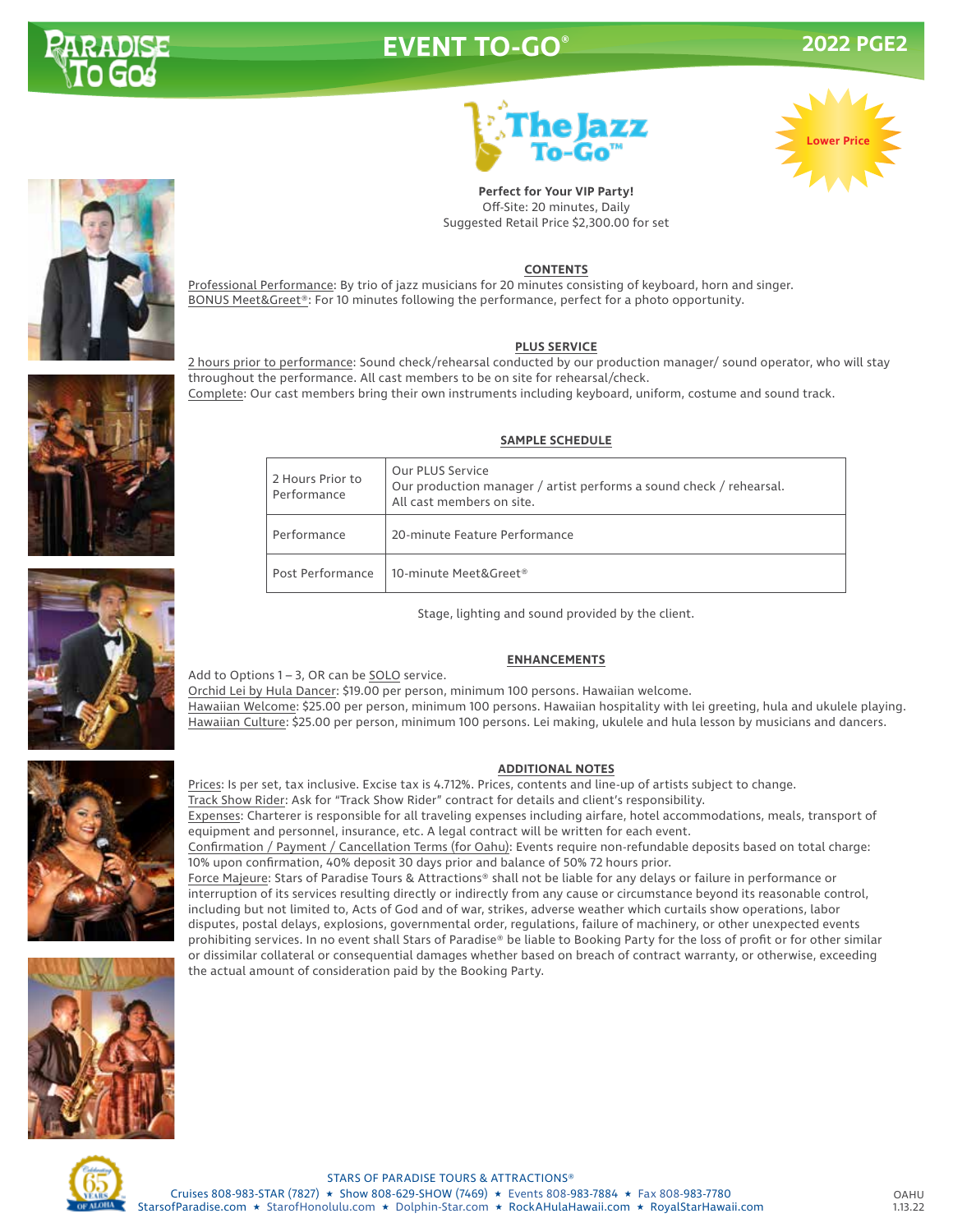# EVENT TO-GO®

# The Jazz To-Go™

Lower Price

**Perfect for Your VIP Party!**
Off-Site: 20 minutes, Daily
Suggested Retail Price $2,300.00 for set

## CONTENTS

Professional Performance: By trio of jazz musicians for 20 minutes consisting of keyboard, horn and singer.
BONUS Meet&Greet®: For 10 minutes following the performance, perfect for a photo opportunity.

## PLUS SERVICE

2 hours prior to performance: Sound check/rehearsal conducted by our production manager/ sound operator, who will stay throughout the performance. All cast members to be on site for rehearsal/check.
Complete: Our cast members bring their own instruments including keyboard, uniform, costume and sound track.

## SAMPLE SCHEDULE

| | |
|---|---|
| 2 Hours Prior to Performance | Our PLUS Service<br>Our production manager / artist performs a sound check / rehearsal.<br>All cast members on site. |
| Performance | 20-minute Feature Performance |
| Post Performance | 10-minute Meet&Greet® |

Stage, lighting and sound provided by the client.

## ENHANCEMENTS

Add to Options 1 – 3, OR can be SOLO service.
Orchid Lei by Hula Dancer: $19.00 per person, minimum 100 persons. Hawaiian welcome.
Hawaiian Welcome: $25.00 per person, minimum 100 persons. Hawaiian hospitality with lei greeting, hula and ukulele playing.
Hawaiian Culture: $25.00 per person, minimum 100 persons. Lei making, ukulele and hula lesson by musicians and dancers.

## ADDITIONAL NOTES

Prices: Is per set, tax inclusive. Excise tax is 4.712%. Prices, contents and line-up of artists subject to change.
Track Show Rider: Ask for "Track Show Rider" contract for details and client's responsibility.
Expenses: Charterer is responsible for all traveling expenses including airfare, hotel accommodations, meals, transport of equipment and personnel, insurance, etc. A legal contract will be written for each event.
Confirmation / Payment / Cancellation Terms (for Oahu): Events require non-refundable deposits based on total charge: 10% upon confirmation, 40% deposit 30 days prior and balance of 50% 72 hours prior.
Force Majeure: Stars of Paradise Tours & Attractions® shall not be liable for any delays or failure in performance or interruption of its services resulting directly or indirectly from any cause or circumstance beyond its reasonable control, including but not limited to, Acts of God and of war, strikes, adverse weather which curtails show operations, labor disputes, postal delays, explosions, governmental order, regulations, failure of machinery, or other unexpected events prohibiting services. In no event shall Stars of Paradise® be liable to Booking Party for the loss of profit or for other similar or dissimilar collateral or consequential damages whether based on breach of contract warranty, or otherwise, exceeding the actual amount of consideration paid by the Booking Party.

STARS OF PARADISE TOURS & ATTRACTIONS®
Cruises 808-983-STAR (7827) ★ Show 808-629-SHOW (7469) ★ Events 808-983-7884 ★ Fax 808-983-7780
StarsofParadise.com ★ StarofHonolulu.com ★ Dolphin-Star.com ★ RockAHulaHawaii.com ★ RoyalStarHawaii.com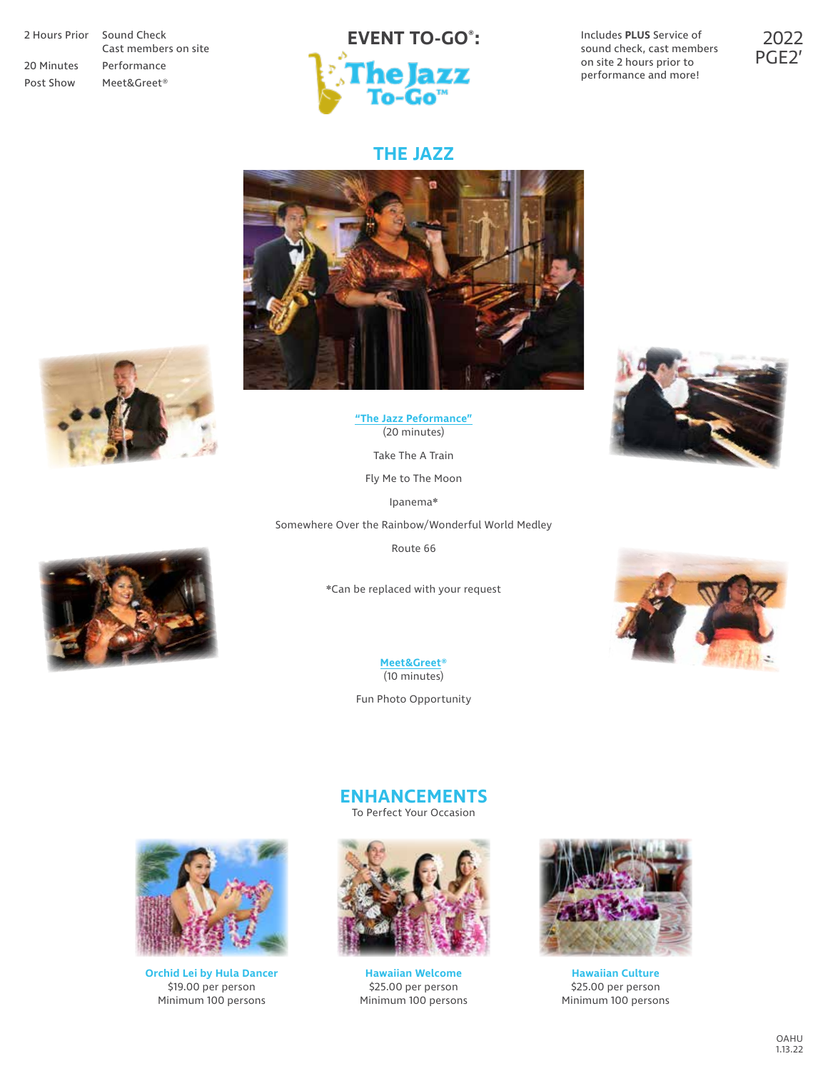| | |
|---|---|
| 2 Hours Prior | Sound Check<br>Cast members on site |
| 20 Minutes | Performance |
| Post Show | Meet&Greet® |

# EVENT TO-GO®: The Jazz To-Go™

Includes **PLUS** Service of sound check, cast members on site 2 hours prior to performance and more!

2022 PGE2'

## THE JAZZ

**"The Jazz Peformance"**
(20 minutes)

Take The A Train

Fly Me to The Moon

Ipanema*

Somewhere Over the Rainbow/Wonderful World Medley

Route 66

*Can be replaced with your request

**Meet&Greet®**
(10 minutes)

Fun Photo Opportunity

## ENHANCEMENTS

To Perfect Your Occasion

**Orchid Lei by Hula Dancer**
$19.00 per person
Minimum 100 persons

**Hawaiian Welcome**
$25.00 per person
Minimum 100 persons

**Hawaiian Culture**
$25.00 per person
Minimum 100 persons

OAHU
1.13.22